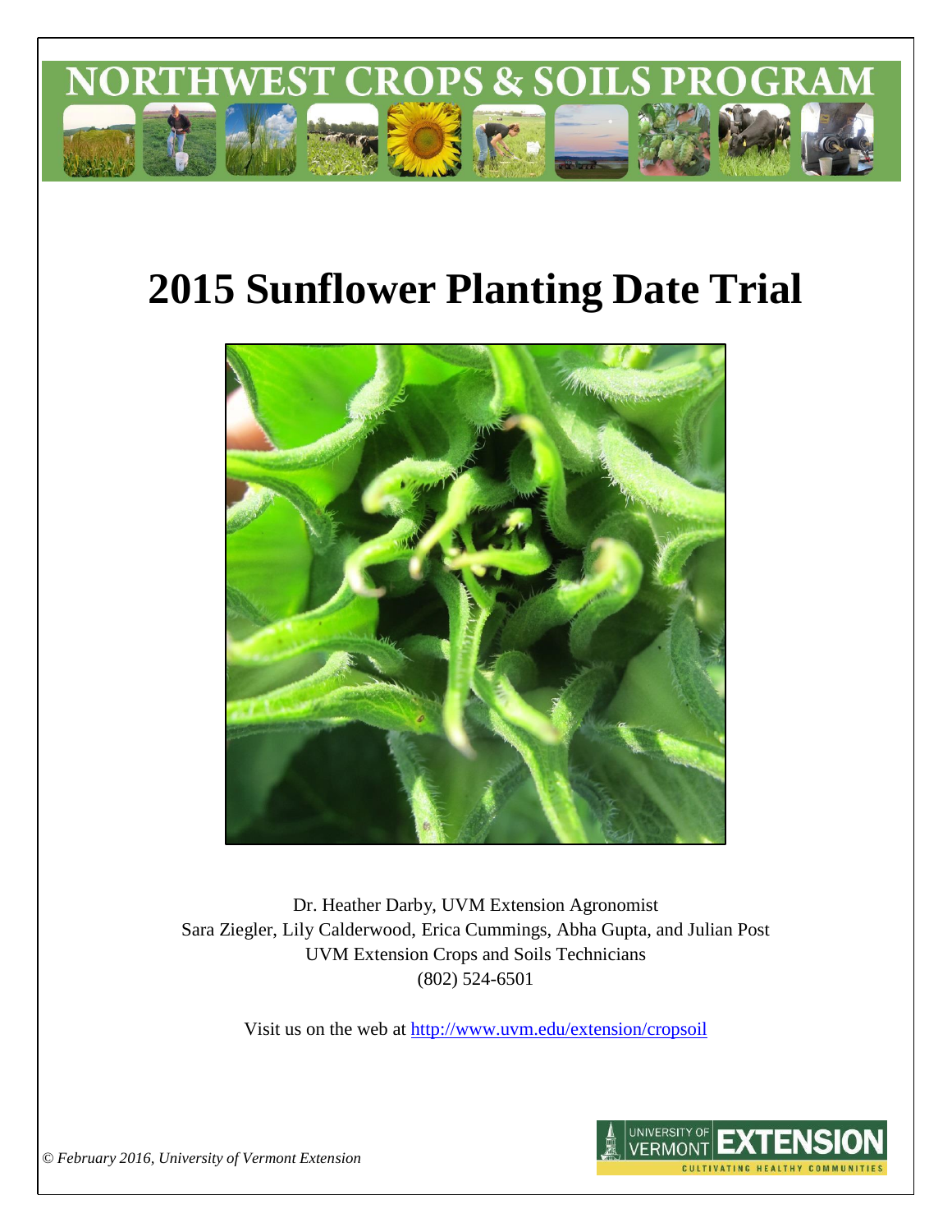NORTHWEST CROPS & SOILS PROGRAM

# 2015 Sunflower Planting Date Trial

Dr. Heather Darby, UVM Extension Agronomist
Sara Ziegler, Lily Calderwood, Erica Cummings, Abha Gupta, and Julian Post
UVM Extension Crops and Soils Technicians
(802) 524-6501

Visit us on the web at http://www.uvm.edu/extension/cropsoil

*© February 2016, University of Vermont Extension*

UNIVERSITY OF VERMONT EXTENSION
CULTIVATING HEALTHY COMMUNITIES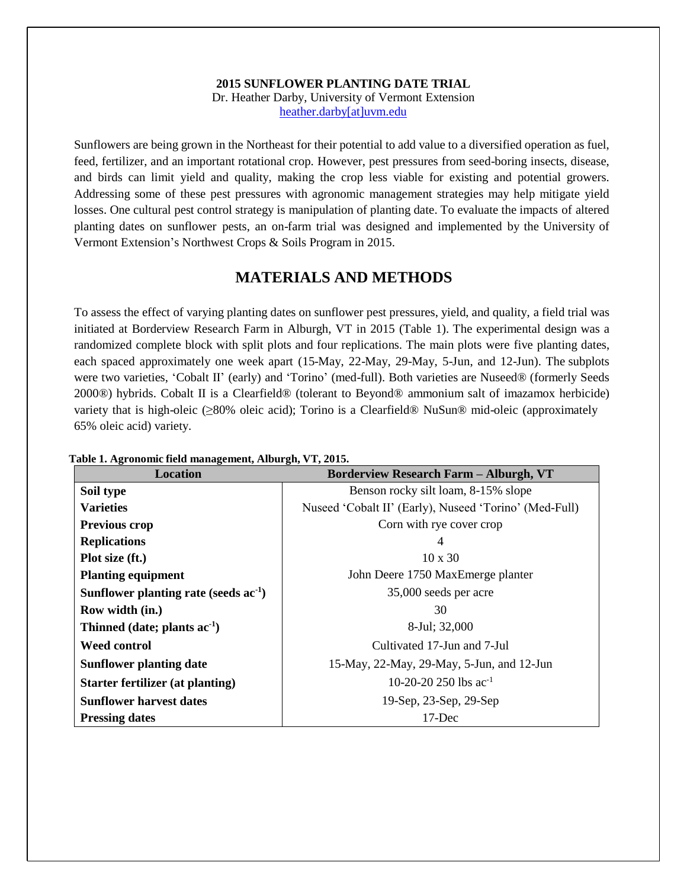**2015 SUNFLOWER PLANTING DATE TRIAL**
Dr. Heather Darby, University of Vermont Extension
heather.darby[at]uvm.edu

Sunflowers are being grown in the Northeast for their potential to add value to a diversified operation as fuel, feed, fertilizer, and an important rotational crop. However, pest pressures from seed-boring insects, disease, and birds can limit yield and quality, making the crop less viable for existing and potential growers. Addressing some of these pest pressures with agronomic management strategies may help mitigate yield losses. One cultural pest control strategy is manipulation of planting date. To evaluate the impacts of altered planting dates on sunflower pests, an on-farm trial was designed and implemented by the University of Vermont Extension's Northwest Crops & Soils Program in 2015.

## MATERIALS AND METHODS

To assess the effect of varying planting dates on sunflower pest pressures, yield, and quality, a field trial was initiated at Borderview Research Farm in Alburgh, VT in 2015 (Table 1). The experimental design was a randomized complete block with split plots and four replications. The main plots were five planting dates, each spaced approximately one week apart (15-May, 22-May, 29-May, 5-Jun, and 12-Jun). The subplots were two varieties, 'Cobalt II' (early) and 'Torino' (med-full). Both varieties are Nuseed® (formerly Seeds 2000®) hybrids. Cobalt II is a Clearfield® (tolerant to Beyond® ammonium salt of imazamox herbicide) variety that is high-oleic (≥80% oleic acid); Torino is a Clearfield® NuSun® mid-oleic (approximately 65% oleic acid) variety.

**Table 1. Agronomic field management, Alburgh, VT, 2015.**

| Location | Borderview Research Farm – Alburgh, VT |
|---|---|
| **Soil type** | Benson rocky silt loam, 8-15% slope |
| **Varieties** | Nuseed 'Cobalt II' (Early), Nuseed 'Torino' (Med-Full) |
| **Previous crop** | Corn with rye cover crop |
| **Replications** | 4 |
| **Plot size (ft.)** | 10 x 30 |
| **Planting equipment** | John Deere 1750 MaxEmerge planter |
| **Sunflower planting rate (seeds $ac^{-1}$)** | 35,000 seeds per acre |
| **Row width (in.)** | 30 |
| **Thinned (date; plants $ac^{-1}$)** | 8-Jul; 32,000 |
| **Weed control** | Cultivated 17-Jun and 7-Jul |
| **Sunflower planting date** | 15-May, 22-May, 29-May, 5-Jun, and 12-Jun |
| **Starter fertilizer (at planting)** | 10-20-20 250 lbs $ac^{-1}$ |
| **Sunflower harvest dates** | 19-Sep, 23-Sep, 29-Sep |
| **Pressing dates** | 17-Dec |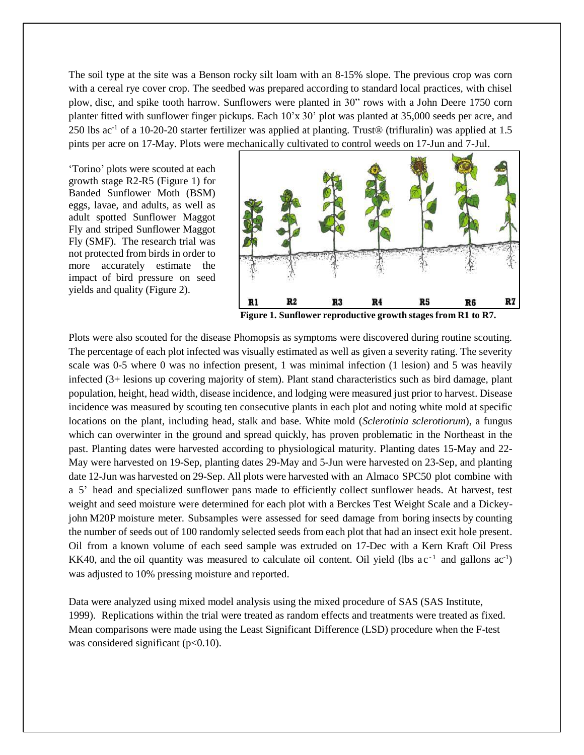The soil type at the site was a Benson rocky silt loam with an 8-15% slope. The previous crop was corn with a cereal rye cover crop. The seedbed was prepared according to standard local practices, with chisel plow, disc, and spike tooth harrow. Sunflowers were planted in 30" rows with a John Deere 1750 corn planter fitted with sunflower finger pickups. Each 10'x 30' plot was planted at 35,000 seeds per acre, and 250 lbs $ac^{-1}$ of a 10-20-20 starter fertilizer was applied at planting. Trust® (trifluralin) was applied at 1.5 pints per acre on 17-May. Plots were mechanically cultivated to control weeds on 17-Jun and 7-Jul.

'Torino' plots were scouted at each growth stage R2-R5 (Figure 1) for Banded Sunflower Moth (BSM) eggs, lavae, and adults, as well as adult spotted Sunflower Maggot Fly and striped Sunflower Maggot Fly (SMF). The research trial was not protected from birds in order to more accurately estimate the impact of bird pressure on seed yields and quality (Figure 2).

**Figure 1. Sunflower reproductive growth stages from R1 to R7.**

Plots were also scouted for the disease Phomopsis as symptoms were discovered during routine scouting. The percentage of each plot infected was visually estimated as well as given a severity rating. The severity scale was 0-5 where 0 was no infection present, 1 was minimal infection (1 lesion) and 5 was heavily infected (3+ lesions up covering majority of stem). Plant stand characteristics such as bird damage, plant population, height, head width, disease incidence, and lodging were measured just prior to harvest. Disease incidence was measured by scouting ten consecutive plants in each plot and noting white mold at specific locations on the plant, including head, stalk and base. White mold (*Sclerotinia sclerotiorum*), a fungus which can overwinter in the ground and spread quickly, has proven problematic in the Northeast in the past. Planting dates were harvested according to physiological maturity. Planting dates 15-May and 22-May were harvested on 19-Sep, planting dates 29-May and 5-Jun were harvested on 23-Sep, and planting date 12-Jun was harvested on 29-Sep. All plots were harvested with an Almaco SPC50 plot combine with a 5' head and specialized sunflower pans made to efficiently collect sunflower heads. At harvest, test weight and seed moisture were determined for each plot with a Berckes Test Weight Scale and a Dickey-john M20P moisture meter. Subsamples were assessed for seed damage from boring insects by counting the number of seeds out of 100 randomly selected seeds from each plot that had an insect exit hole present. Oil from a known volume of each seed sample was extruded on 17-Dec with a Kern Kraft Oil Press KK40, and the oil quantity was measured to calculate oil content. Oil yield (lbs $ac^{-1}$ and gallons $ac^{-1}$) was adjusted to 10% pressing moisture and reported.

Data were analyzed using mixed model analysis using the mixed procedure of SAS (SAS Institute, 1999). Replications within the trial were treated as random effects and treatments were treated as fixed. Mean comparisons were made using the Least Significant Difference (LSD) procedure when the F-test was considered significant ($p<0.10$).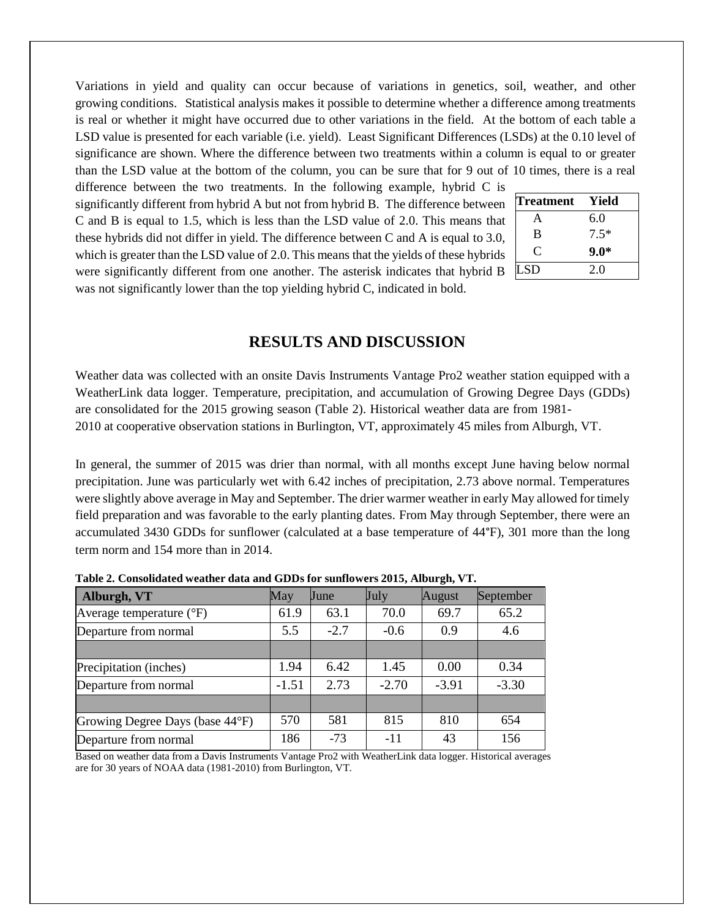Variations in yield and quality can occur because of variations in genetics, soil, weather, and other growing conditions. Statistical analysis makes it possible to determine whether a difference among treatments is real or whether it might have occurred due to other variations in the field. At the bottom of each table a LSD value is presented for each variable (i.e. yield). Least Significant Differences (LSDs) at the 0.10 level of significance are shown. Where the difference between two treatments within a column is equal to or greater than the LSD value at the bottom of the column, you can be sure that for 9 out of 10 times, there is a real difference between the two treatments. In the following example, hybrid C is significantly different from hybrid A but not from hybrid B. The difference between C and B is equal to 1.5, which is less than the LSD value of 2.0. This means that these hybrids did not differ in yield. The difference between C and A is equal to 3.0, which is greater than the LSD value of 2.0. This means that the yields of these hybrids were significantly different from one another. The asterisk indicates that hybrid B was not significantly lower than the top yielding hybrid C, indicated in bold.

| Treatment | Yield |
|---|---|
| A | 6.0 |
| B | 7.5* |
| C | **9.0*** |
| LSD | 2.0 |

## RESULTS AND DISCUSSION

Weather data was collected with an onsite Davis Instruments Vantage Pro2 weather station equipped with a WeatherLink data logger. Temperature, precipitation, and accumulation of Growing Degree Days (GDDs) are consolidated for the 2015 growing season (Table 2). Historical weather data are from 1981-2010 at cooperative observation stations in Burlington, VT, approximately 45 miles from Alburgh, VT.

In general, the summer of 2015 was drier than normal, with all months except June having below normal precipitation. June was particularly wet with 6.42 inches of precipitation, 2.73 above normal. Temperatures were slightly above average in May and September. The drier warmer weather in early May allowed for timely field preparation and was favorable to the early planting dates. From May through September, there were an accumulated 3430 GDDs for sunflower (calculated at a base temperature of 44°F), 301 more than the long term norm and 154 more than in 2014.

**Table 2. Consolidated weather data and GDDs for sunflowers 2015, Alburgh, VT.**

| Alburgh, VT | May | June | July | August | September |
|---|---|---|---|---|---|
| Average temperature (°F) | 61.9 | 63.1 | 70.0 | 69.7 | 65.2 |
| Departure from normal | 5.5 | -2.7 | -0.6 | 0.9 | 4.6 |
| | | | | | |
| Precipitation (inches) | 1.94 | 6.42 | 1.45 | 0.00 | 0.34 |
| Departure from normal | -1.51 | 2.73 | -2.70 | -3.91 | -3.30 |
| | | | | | |
| Growing Degree Days (base 44°F) | 570 | 581 | 815 | 810 | 654 |
| Departure from normal | 186 | -73 | -11 | 43 | 156 |

Based on weather data from a Davis Instruments Vantage Pro2 with WeatherLink data logger. Historical averages are for 30 years of NOAA data (1981-2010) from Burlington, VT.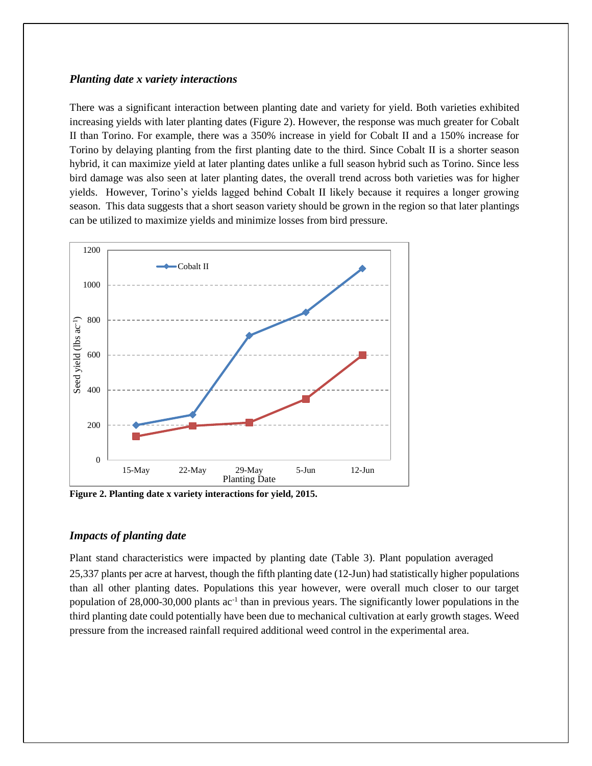### *Planting date x variety interactions*

There was a significant interaction between planting date and variety for yield. Both varieties exhibited increasing yields with later planting dates (Figure 2). However, the response was much greater for Cobalt II than Torino. For example, there was a 350% increase in yield for Cobalt II and a 150% increase for Torino by delaying planting from the first planting date to the third. Since Cobalt II is a shorter season hybrid, it can maximize yield at later planting dates unlike a full season hybrid such as Torino. Since less bird damage was also seen at later planting dates, the overall trend across both varieties was for higher yields. However, Torino's yields lagged behind Cobalt II likely because it requires a longer growing season. This data suggests that a short season variety should be grown in the region so that later plantings can be utilized to maximize yields and minimize losses from bird pressure.

**Figure 2. Planting date x variety interactions for yield, 2015.**

### *Impacts of planting date*

Plant stand characteristics were impacted by planting date (Table 3). Plant population averaged 25,337 plants per acre at harvest, though the fifth planting date (12-Jun) had statistically higher populations than all other planting dates. Populations this year however, were overall much closer to our target population of 28,000-30,000 plants ac$^{-1}$ than in previous years. The significantly lower populations in the third planting date could potentially have been due to mechanical cultivation at early growth stages. Weed pressure from the increased rainfall required additional weed control in the experimental area.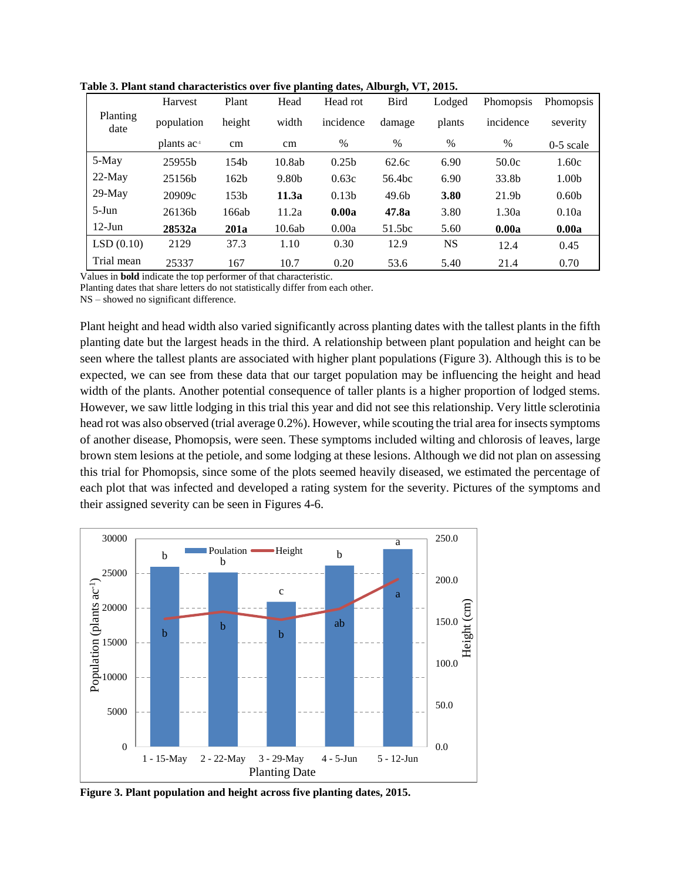**Table 3. Plant stand characteristics over five planting dates, Alburgh, VT, 2015.**

| Planting date | Harvest population | Plant height | Head width | Head rot incidence | Bird damage | Lodged plants | Phomopsis incidence | Phomopsis severity |
|---|---|---|---|---|---|---|---|---|
| | plants ac⁻¹ | cm | cm | % | % | % | % | 0-5 scale |
| 5-May | 25955b | 154b | 10.8ab | 0.25b | 62.6c | 6.90 | 50.0c | 1.60c |
| 22-May | 25156b | 162b | 9.80b | 0.63c | 56.4bc | 6.90 | 33.8b | 1.00b |
| 29-May | 20909c | 153b | **11.3a** | 0.13b | 49.6b | **3.80** | 21.9b | 0.60b |
| 5-Jun | 26136b | 166ab | 11.2a | **0.00a** | **47.8a** | 3.80 | 1.30a | 0.10a |
| 12-Jun | **28532a** | **201a** | 10.6ab | 0.00a | 51.5bc | 5.60 | **0.00a** | **0.00a** |
| LSD (0.10) | 2129 | 37.3 | 1.10 | 0.30 | 12.9 | NS | 12.4 | 0.45 |
| Trial mean | 25337 | 167 | 10.7 | 0.20 | 53.6 | 5.40 | 21.4 | 0.70 |

Values in **bold** indicate the top performer of that characteristic.
Planting dates that share letters do not statistically differ from each other.
NS – showed no significant difference.

Plant height and head width also varied significantly across planting dates with the tallest plants in the fifth planting date but the largest heads in the third. A relationship between plant population and height can be seen where the tallest plants are associated with higher plant populations (Figure 3). Although this is to be expected, we can see from these data that our target population may be influencing the height and head width of the plants. Another potential consequence of taller plants is a higher proportion of lodged stems. However, we saw little lodging in this trial this year and did not see this relationship. Very little sclerotinia head rot was also observed (trial average 0.2%). However, while scouting the trial area for insects symptoms of another disease, Phomopsis, were seen. These symptoms included wilting and chlorosis of leaves, large brown stem lesions at the petiole, and some lodging at these lesions. Although we did not plan on assessing this trial for Phomopsis, since some of the plots seemed heavily diseased, we estimated the percentage of each plot that was infected and developed a rating system for the severity. Pictures of the symptoms and their assigned severity can be seen in Figures 4-6.

Poulation
Height
Population (plants ac⁻¹)
Height (cm)
30000
25000
20000
15000
10000
5000
0
250.0
200.0
150.0
100.0
50.0
0.0
b b c b a
b b b ab a
1 - 15-May
2 - 22-May
3 - 29-May
4 - 5-Jun
5 - 12-Jun
Planting Date

**Figure 3. Plant population and height across five planting dates, 2015.**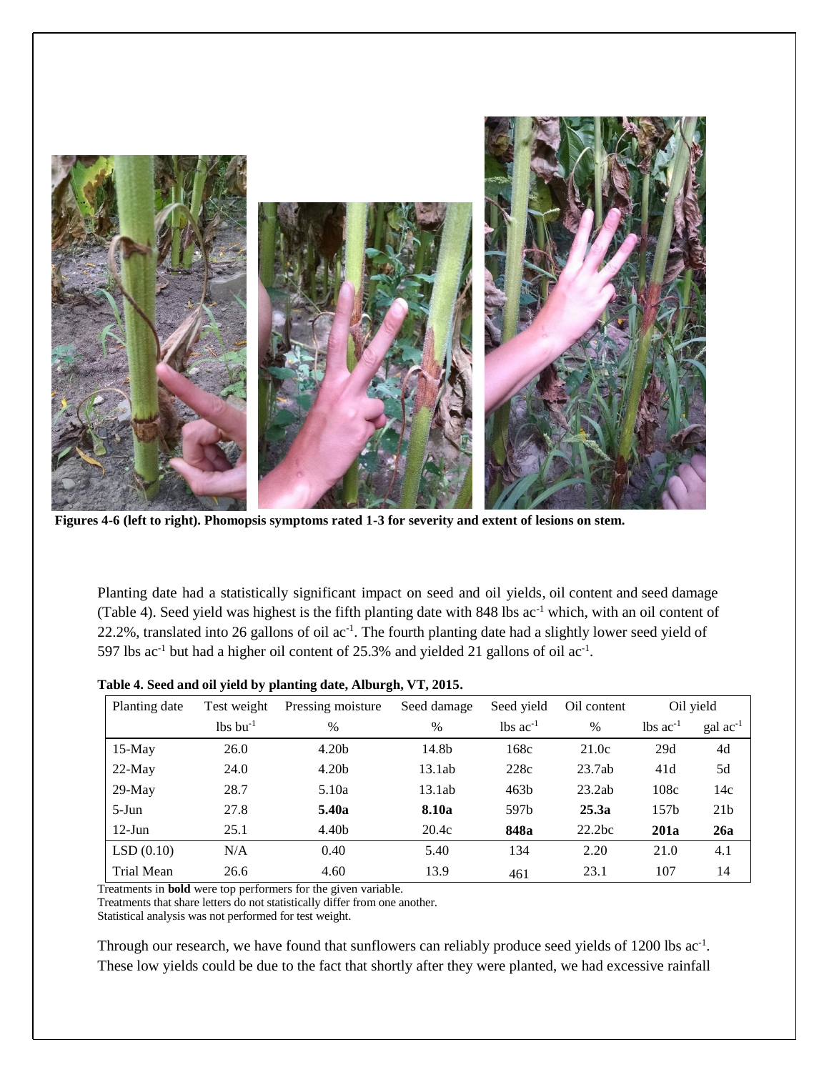**Figures 4-6 (left to right). Phomopsis symptoms rated 1-3 for severity and extent of lesions on stem.**

Planting date had a statistically significant impact on seed and oil yields, oil content and seed damage (Table 4). Seed yield was highest is the fifth planting date with 848 lbs ac$^{-1}$ which, with an oil content of 22.2%, translated into 26 gallons of oil ac$^{-1}$. The fourth planting date had a slightly lower seed yield of 597 lbs ac$^{-1}$ but had a higher oil content of 25.3% and yielded 21 gallons of oil ac$^{-1}$.

**Table 4. Seed and oil yield by planting date, Alburgh, VT, 2015.**

| Planting date | Test weight | Pressing moisture | Seed damage | Seed yield | Oil content | Oil yield | |
|---|---|---|---|---|---|---|---|
| | lbs bu$^{-1}$ | % | % | lbs ac$^{-1}$ | % | lbs ac$^{-1}$ | gal ac$^{-1}$ |
| 15-May | 26.0 | 4.20b | 14.8b | 168c | 21.0c | 29d | 4d |
| 22-May | 24.0 | 4.20b | 13.1ab | 228c | 23.7ab | 41d | 5d |
| 29-May | 28.7 | 5.10a | 13.1ab | 463b | 23.2ab | 108c | 14c |
| 5-Jun | 27.8 | **5.40a** | **8.10a** | 597b | **25.3a** | 157b | 21b |
| 12-Jun | 25.1 | 4.40b | 20.4c | **848a** | 22.2bc | **201a** | **26a** |
| LSD (0.10) | N/A | 0.40 | 5.40 | 134 | 2.20 | 21.0 | 4.1 |
| Trial Mean | 26.6 | 4.60 | 13.9 | 461 | 23.1 | 107 | 14 |

Treatments in **bold** were top performers for the given variable.
Treatments that share letters do not statistically differ from one another.
Statistical analysis was not performed for test weight.

Through our research, we have found that sunflowers can reliably produce seed yields of 1200 lbs ac$^{-1}$. These low yields could be due to the fact that shortly after they were planted, we had excessive rainfall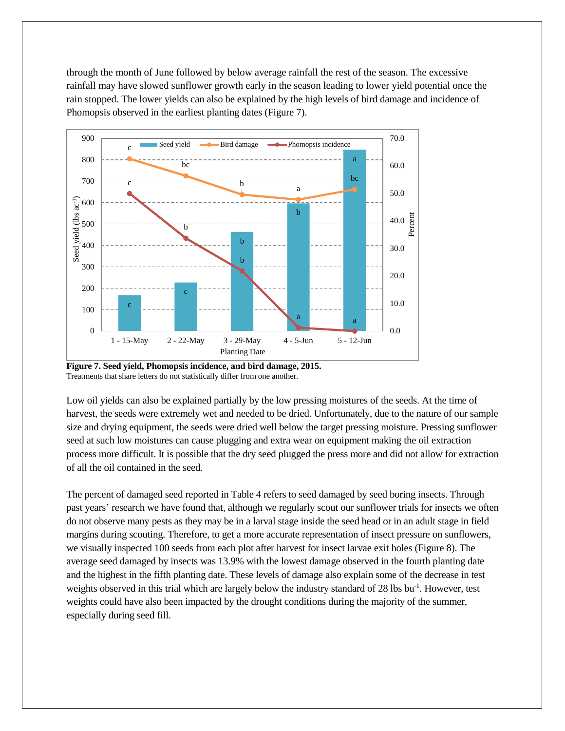through the month of June followed by below average rainfall the rest of the season. The excessive rainfall may have slowed sunflower growth early in the season leading to lower yield potential once the rain stopped. The lower yields can also be explained by the high levels of bird damage and incidence of Phomopsis observed in the earliest planting dates (Figure 7).

Seed yield
Bird damage
Phomopsis incidence

Seed yield (lbs ac$^{-1}$)
Percent

900
800
700
600
500
400
300
200
100
0

70.0
60.0
50.0
40.0
30.0
20.0
10.0
0.0

c
c
c
bc
b
c
b
b
b
a
b
a
bc
a
a

1 - 15-May
2 - 22-May
3 - 29-May
4 - 5-Jun
5 - 12-Jun
Planting Date

**Figure 7. Seed yield, Phomopsis incidence, and bird damage, 2015.**
Treatments that share letters do not statistically differ from one another.

Low oil yields can also be explained partially by the low pressing moistures of the seeds. At the time of harvest, the seeds were extremely wet and needed to be dried. Unfortunately, due to the nature of our sample size and drying equipment, the seeds were dried well below the target pressing moisture. Pressing sunflower seed at such low moistures can cause plugging and extra wear on equipment making the oil extraction process more difficult. It is possible that the dry seed plugged the press more and did not allow for extraction of all the oil contained in the seed.

The percent of damaged seed reported in Table 4 refers to seed damaged by seed boring insects. Through past years' research we have found that, although we regularly scout our sunflower trials for insects we often do not observe many pests as they may be in a larval stage inside the seed head or in an adult stage in field margins during scouting. Therefore, to get a more accurate representation of insect pressure on sunflowers, we visually inspected 100 seeds from each plot after harvest for insect larvae exit holes (Figure 8). The average seed damaged by insects was 13.9% with the lowest damage observed in the fourth planting date and the highest in the fifth planting date. These levels of damage also explain some of the decrease in test weights observed in this trial which are largely below the industry standard of 28 lbs bu$^{-1}$. However, test weights could have also been impacted by the drought conditions during the majority of the summer, especially during seed fill.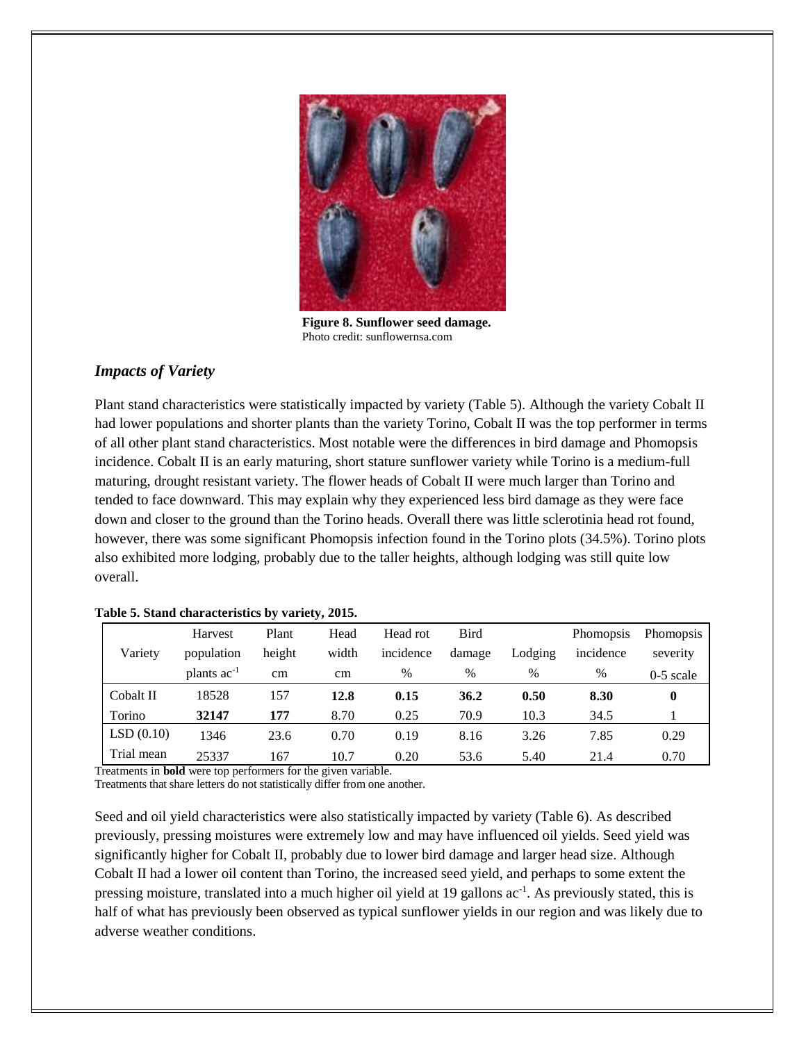**Figure 8. Sunflower seed damage.**
Photo credit: sunflowernsa.com

### *Impacts of Variety*

Plant stand characteristics were statistically impacted by variety (Table 5). Although the variety Cobalt II had lower populations and shorter plants than the variety Torino, Cobalt II was the top performer in terms of all other plant stand characteristics. Most notable were the differences in bird damage and Phomopsis incidence. Cobalt II is an early maturing, short stature sunflower variety while Torino is a medium-full maturing, drought resistant variety. The flower heads of Cobalt II were much larger than Torino and tended to face downward. This may explain why they experienced less bird damage as they were face down and closer to the ground than the Torino heads. Overall there was little sclerotinia head rot found, however, there was some significant Phomopsis infection found in the Torino plots (34.5%). Torino plots also exhibited more lodging, probably due to the taller heights, although lodging was still quite low overall.

**Table 5. Stand characteristics by variety, 2015.**

| Variety | Harvest population | Plant height | Head width | Head rot incidence | Bird damage | Lodging | Phomopsis incidence | Phomopsis severity |
|---|---|---|---|---|---|---|---|---|
| | plants $ac^{-1}$ | cm | cm | % | % | % | % | 0-5 scale |
| Cobalt II | 18528 | 157 | **12.8** | **0.15** | **36.2** | **0.50** | **8.30** | **0** |
| Torino | **32147** | **177** | 8.70 | 0.25 | 70.9 | 10.3 | 34.5 | 1 |
| LSD (0.10) | 1346 | 23.6 | 0.70 | 0.19 | 8.16 | 3.26 | 7.85 | 0.29 |
| Trial mean | 25337 | 167 | 10.7 | 0.20 | 53.6 | 5.40 | 21.4 | 0.70 |

Treatments in **bold** were top performers for the given variable.
Treatments that share letters do not statistically differ from one another.

Seed and oil yield characteristics were also statistically impacted by variety (Table 6). As described previously, pressing moistures were extremely low and may have influenced oil yields. Seed yield was significantly higher for Cobalt II, probably due to lower bird damage and larger head size. Although Cobalt II had a lower oil content than Torino, the increased seed yield, and perhaps to some extent the pressing moisture, translated into a much higher oil yield at 19 gallons $ac^{-1}$. As previously stated, this is half of what has previously been observed as typical sunflower yields in our region and was likely due to adverse weather conditions.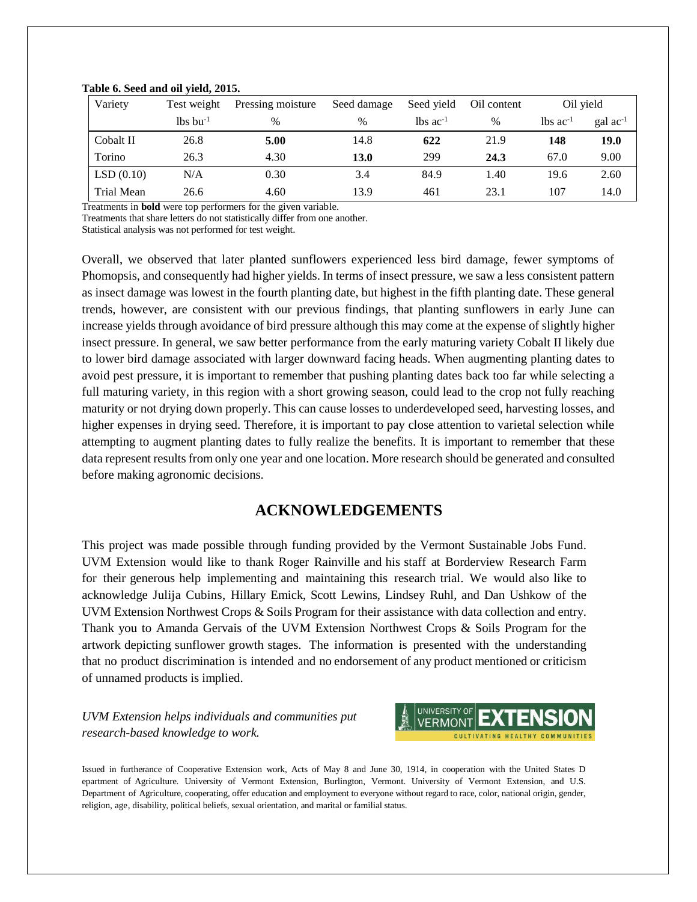**Table 6. Seed and oil yield, 2015.**

| Variety | Test weight | Pressing moisture | Seed damage | Seed yield | Oil content | Oil yield | |
|---|---|---|---|---|---|---|---|
| | lbs $bu^{-1}$ | % | % | lbs $ac^{-1}$ | % | lbs $ac^{-1}$ | gal $ac^{-1}$ |
| Cobalt II | 26.8 | **5.00** | 14.8 | **622** | 21.9 | **148** | **19.0** |
| Torino | 26.3 | 4.30 | **13.0** | 299 | **24.3** | 67.0 | 9.00 |
| LSD (0.10) | N/A | 0.30 | 3.4 | 84.9 | 1.40 | 19.6 | 2.60 |
| Trial Mean | 26.6 | 4.60 | 13.9 | 461 | 23.1 | 107 | 14.0 |

Treatments in **bold** were top performers for the given variable.
Treatments that share letters do not statistically differ from one another.
Statistical analysis was not performed for test weight.

Overall, we observed that later planted sunflowers experienced less bird damage, fewer symptoms of Phomopsis, and consequently had higher yields. In terms of insect pressure, we saw a less consistent pattern as insect damage was lowest in the fourth planting date, but highest in the fifth planting date. These general trends, however, are consistent with our previous findings, that planting sunflowers in early June can increase yields through avoidance of bird pressure although this may come at the expense of slightly higher insect pressure. In general, we saw better performance from the early maturing variety Cobalt II likely due to lower bird damage associated with larger downward facing heads. When augmenting planting dates to avoid pest pressure, it is important to remember that pushing planting dates back too far while selecting a full maturing variety, in this region with a short growing season, could lead to the crop not fully reaching maturity or not drying down properly. This can cause losses to underdeveloped seed, harvesting losses, and higher expenses in drying seed. Therefore, it is important to pay close attention to varietal selection while attempting to augment planting dates to fully realize the benefits. It is important to remember that these data represent results from only one year and one location. More research should be generated and consulted before making agronomic decisions.

## ACKNOWLEDGEMENTS

This project was made possible through funding provided by the Vermont Sustainable Jobs Fund. UVM Extension would like to thank Roger Rainville and his staff at Borderview Research Farm for their generous help implementing and maintaining this research trial. We would also like to acknowledge Julija Cubins, Hillary Emick, Scott Lewins, Lindsey Ruhl, and Dan Ushkow of the UVM Extension Northwest Crops & Soils Program for their assistance with data collection and entry. Thank you to Amanda Gervais of the UVM Extension Northwest Crops & Soils Program for the artwork depicting sunflower growth stages. The information is presented with the understanding that no product discrimination is intended and no endorsement of any product mentioned or criticism of unnamed products is implied.

*UVM Extension helps individuals and communities put research-based knowledge to work.*

UNIVERSITY OF VERMONT EXTENSION
CULTIVATING HEALTHY COMMUNITIES

Issued in furtherance of Cooperative Extension work, Acts of May 8 and June 30, 1914, in cooperation with the United States Department of Agriculture. University of Vermont Extension, Burlington, Vermont. University of Vermont Extension, and U.S. Department of Agriculture, cooperating, offer education and employment to everyone without regard to race, color, national origin, gender, religion, age, disability, political beliefs, sexual orientation, and marital or familial status.